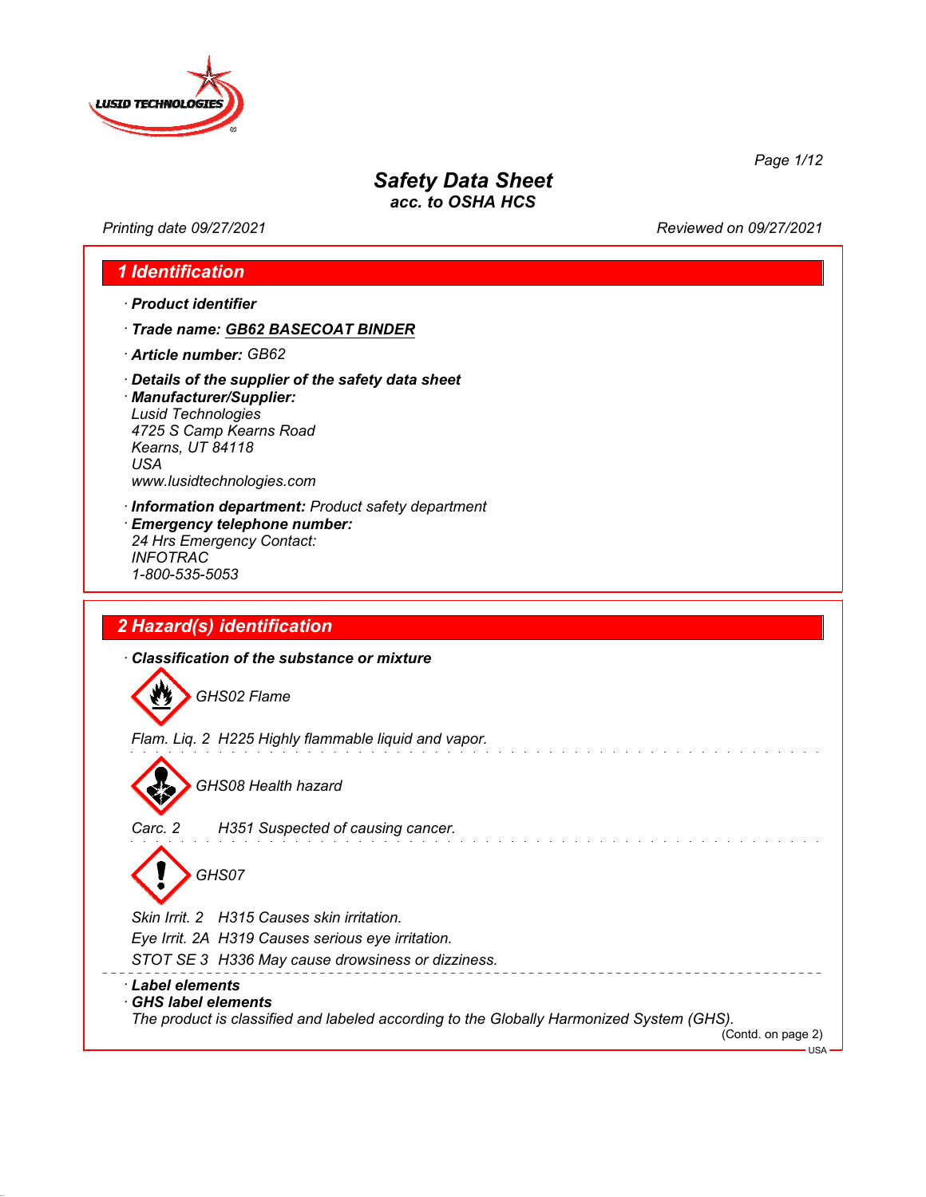# Safety Data Sheet
### acc. to OSHA HCS

Printing date 09/27/2021 | Reviewed on 09/27/2021

## 1 Identification

· **Product identifier**

· **Trade name: GB62 BASECOAT BINDER**

· **Article number:** GB62

· **Details of the supplier of the safety data sheet**

· **Manufacturer/Supplier:**
Lusid Technologies
4725 S Camp Kearns Road
Kearns, UT 84118
USA
www.lusidtechnologies.com

· **Information department:** Product safety department

· **Emergency telephone number:**
24 Hrs Emergency Contact:
INFOTRAC
1-800-535-5053

## 2 Hazard(s) identification

· **Classification of the substance or mixture**

GHS02 Flame

Flam. Liq. 2 H225 Highly flammable liquid and vapor.

GHS08 Health hazard

Carc. 2 H351 Suspected of causing cancer.

GHS07

Skin Irrit. 2 H315 Causes skin irritation.
Eye Irrit. 2A H319 Causes serious eye irritation.
STOT SE 3 H336 May cause drowsiness or dizziness.

· **Label elements**

· **GHS label elements**
The product is classified and labeled according to the Globally Harmonized System (GHS).

(Contd. on page 2)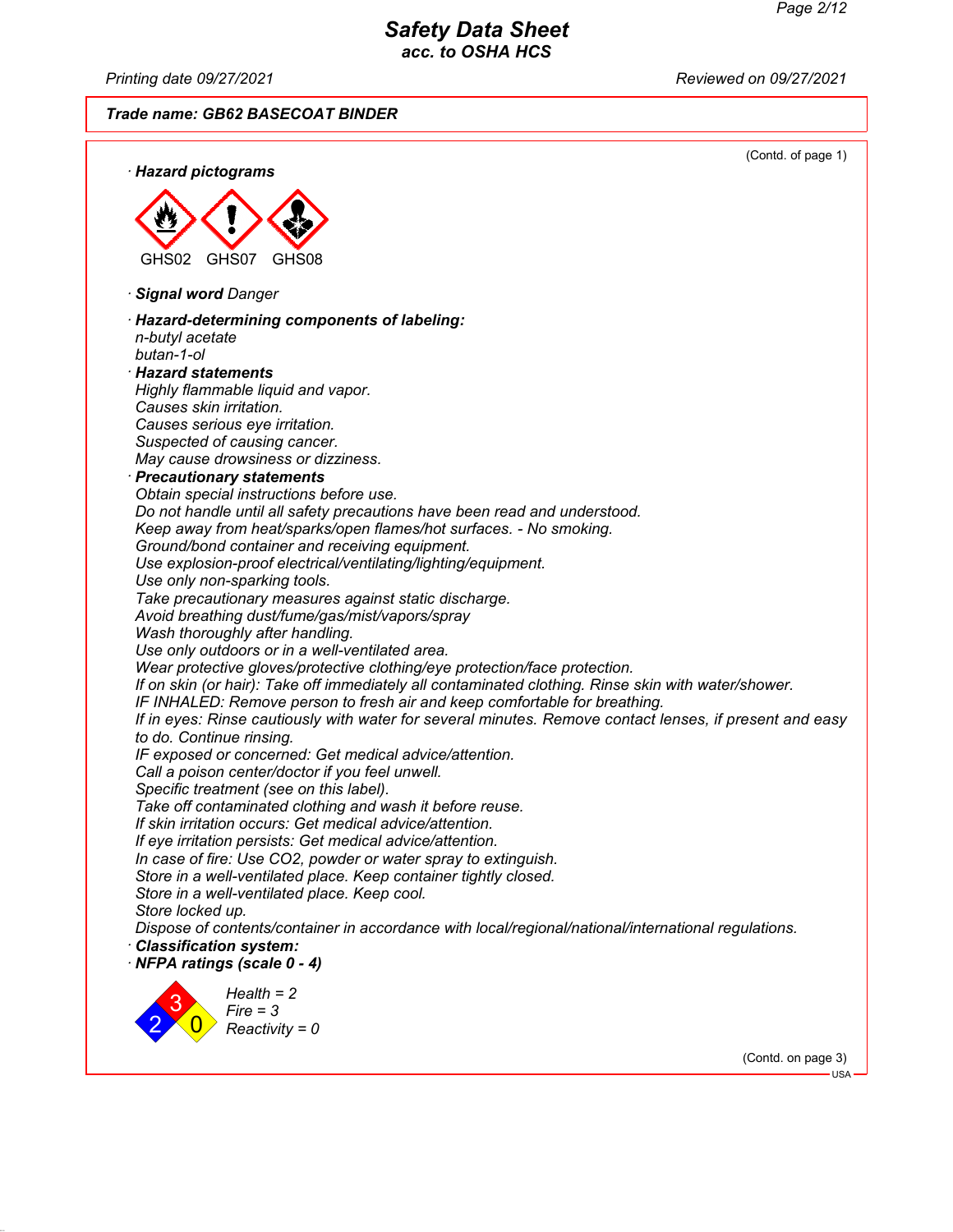**Trade name: GB62 BASECOAT BINDER**

(Contd. of page 1)

· **Hazard pictograms**

GHS02 GHS07 GHS08

· **Signal word** Danger

· **Hazard-determining components of labeling:**
n-butyl acetate
butan-1-ol

· **Hazard statements**
Highly flammable liquid and vapor.
Causes skin irritation.
Causes serious eye irritation.
Suspected of causing cancer.
May cause drowsiness or dizziness.

· **Precautionary statements**
Obtain special instructions before use.
Do not handle until all safety precautions have been read and understood.
Keep away from heat/sparks/open flames/hot surfaces. - No smoking.
Ground/bond container and receiving equipment.
Use explosion-proof electrical/ventilating/lighting/equipment.
Use only non-sparking tools.
Take precautionary measures against static discharge.
Avoid breathing dust/fume/gas/mist/vapors/spray
Wash thoroughly after handling.
Use only outdoors or in a well-ventilated area.
Wear protective gloves/protective clothing/eye protection/face protection.
If on skin (or hair): Take off immediately all contaminated clothing. Rinse skin with water/shower.
IF INHALED: Remove person to fresh air and keep comfortable for breathing.
If in eyes: Rinse cautiously with water for several minutes. Remove contact lenses, if present and easy to do. Continue rinsing.
IF exposed or concerned: Get medical advice/attention.
Call a poison center/doctor if you feel unwell.
Specific treatment (see on this label).
Take off contaminated clothing and wash it before reuse.
If skin irritation occurs: Get medical advice/attention.
If eye irritation persists: Get medical advice/attention.
In case of fire: Use CO2, powder or water spray to extinguish.
Store in a well-ventilated place. Keep container tightly closed.
Store in a well-ventilated place. Keep cool.
Store locked up.
Dispose of contents/container in accordance with local/regional/national/international regulations.

· **Classification system:**

· **NFPA ratings (scale 0 - 4)**

Health = 2
Fire = 3
Reactivity = 0

(Contd. on page 3)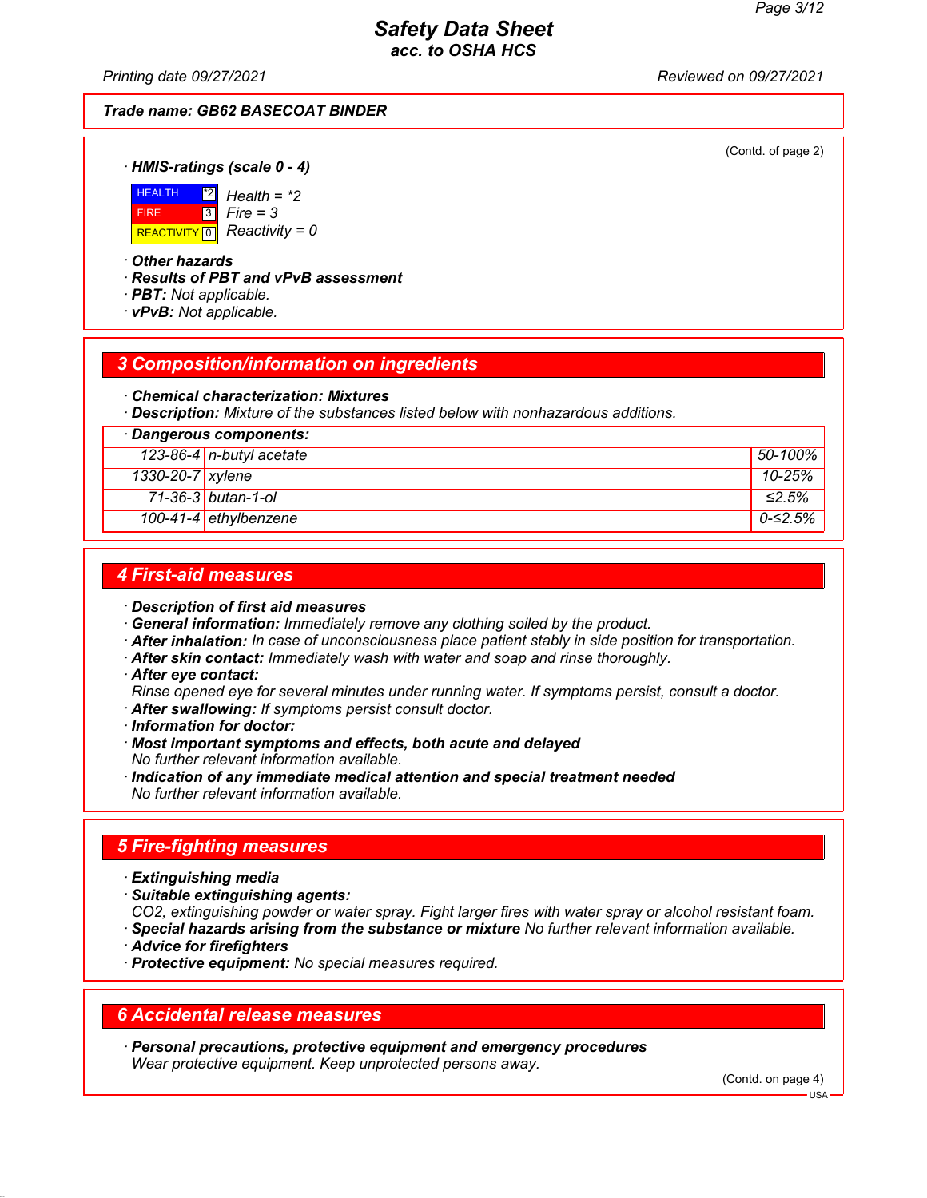Trade name: GB62 BASECOAT BINDER

(Contd. of page 2)

· **HMIS-ratings (scale 0 - 4)**

| | |
|---|---|
| HEALTH | *2 |
| FIRE | 3 |
| REACTIVITY | 0 |

Health = *2
Fire = 3
Reactivity = 0

· **Other hazards**
· **Results of PBT and vPvB assessment**
· **PBT:** Not applicable.
· **vPvB:** Not applicable.

## 3 Composition/information on ingredients

· **Chemical characterization: Mixtures**
· **Description:** Mixture of the substances listed below with nonhazardous additions.

| · Dangerous components: | | |
|---|---|---|
| 123-86-4 | n-butyl acetate | 50-100% |
| 1330-20-7 | xylene | 10-25% |
| 71-36-3 | butan-1-ol | ≤2.5% |
| 100-41-4 | ethylbenzene | 0-≤2.5% |

## 4 First-aid measures

· **Description of first aid measures**
· **General information:** Immediately remove any clothing soiled by the product.
· **After inhalation:** In case of unconsciousness place patient stably in side position for transportation.
· **After skin contact:** Immediately wash with water and soap and rinse thoroughly.
· **After eye contact:**
Rinse opened eye for several minutes under running water. If symptoms persist, consult a doctor.
· **After swallowing:** If symptoms persist consult doctor.
· **Information for doctor:**
· **Most important symptoms and effects, both acute and delayed**
No further relevant information available.
· **Indication of any immediate medical attention and special treatment needed**
No further relevant information available.

## 5 Fire-fighting measures

· **Extinguishing media**
· **Suitable extinguishing agents:**
CO2, extinguishing powder or water spray. Fight larger fires with water spray or alcohol resistant foam.
· **Special hazards arising from the substance or mixture** No further relevant information available.
· **Advice for firefighters**
· **Protective equipment:** No special measures required.

## 6 Accidental release measures

· **Personal precautions, protective equipment and emergency procedures**
Wear protective equipment. Keep unprotected persons away.

(Contd. on page 4)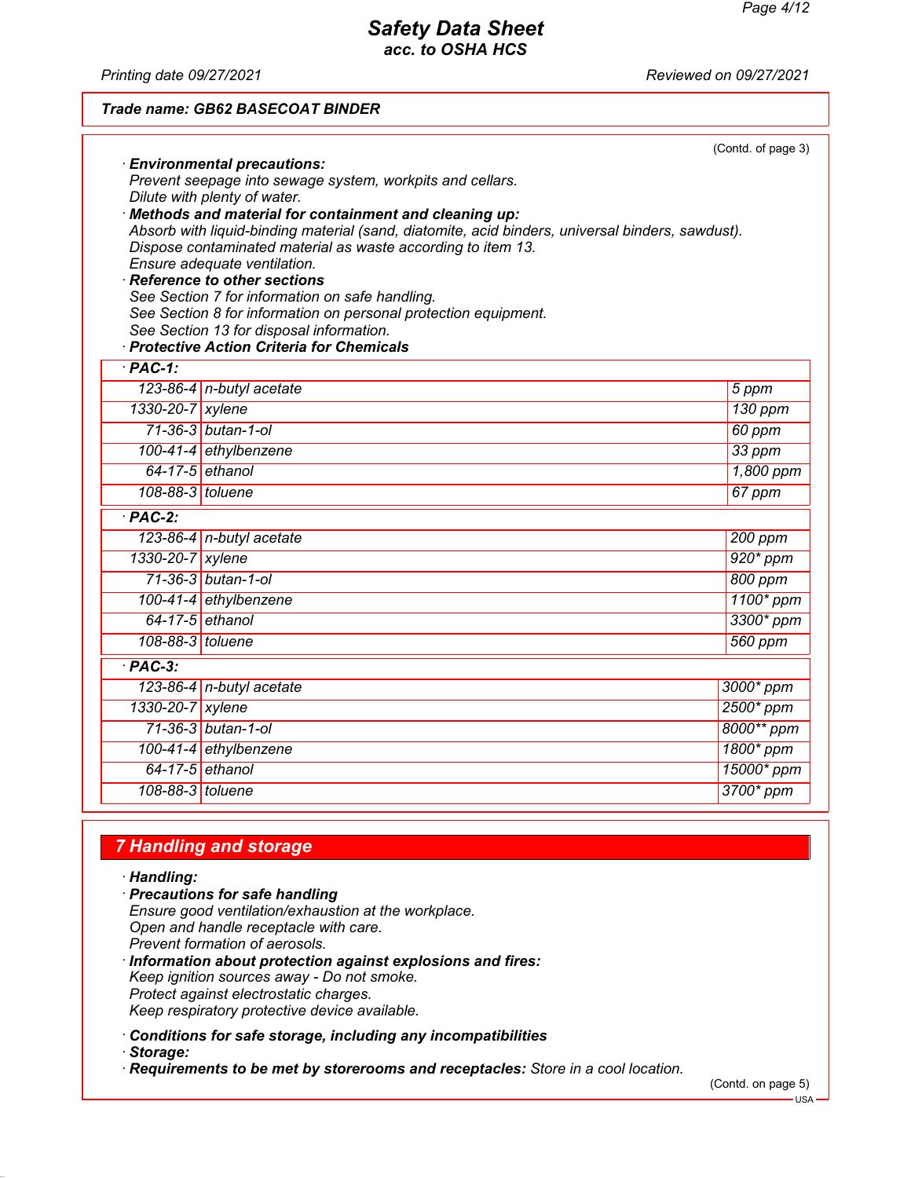# Safety Data Sheet
## acc. to OSHA HCS

Printing date 09/27/2021 Reviewed on 09/27/2021

**Trade name: GB62 BASECOAT BINDER**

(Contd. of page 3)

· **Environmental precautions:**
Prevent seepage into sewage system, workpits and cellars.
Dilute with plenty of water.

· **Methods and material for containment and cleaning up:**
Absorb with liquid-binding material (sand, diatomite, acid binders, universal binders, sawdust).
Dispose contaminated material as waste according to item 13.
Ensure adequate ventilation.

· **Reference to other sections**
See Section 7 for information on safe handling.
See Section 8 for information on personal protection equipment.
See Section 13 for disposal information.

· **Protective Action Criteria for Chemicals**

| · **PAC-1:** | | |
|---|---|---|
| 123-86-4 | n-butyl acetate | 5 ppm |
| 1330-20-7 | xylene | 130 ppm |
| 71-36-3 | butan-1-ol | 60 ppm |
| 100-41-4 | ethylbenzene | 33 ppm |
| 64-17-5 | ethanol | 1,800 ppm |
| 108-88-3 | toluene | 67 ppm |

| · **PAC-2:** | | |
|---|---|---|
| 123-86-4 | n-butyl acetate | 200 ppm |
| 1330-20-7 | xylene | 920* ppm |
| 71-36-3 | butan-1-ol | 800 ppm |
| 100-41-4 | ethylbenzene | 1100* ppm |
| 64-17-5 | ethanol | 3300* ppm |
| 108-88-3 | toluene | 560 ppm |

| · **PAC-3:** | | |
|---|---|---|
| 123-86-4 | n-butyl acetate | 3000* ppm |
| 1330-20-7 | xylene | 2500* ppm |
| 71-36-3 | butan-1-ol | 8000** ppm |
| 100-41-4 | ethylbenzene | 1800* ppm |
| 64-17-5 | ethanol | 15000* ppm |
| 108-88-3 | toluene | 3700* ppm |

## 7 Handling and storage

· **Handling:**

· **Precautions for safe handling**
Ensure good ventilation/exhaustion at the workplace.
Open and handle receptacle with care.
Prevent formation of aerosols.

· **Information about protection against explosions and fires:**
Keep ignition sources away - Do not smoke.
Protect against electrostatic charges.
Keep respiratory protective device available.

· **Conditions for safe storage, including any incompatibilities**

· **Storage:**

· **Requirements to be met by storerooms and receptacles:** Store in a cool location.

(Contd. on page 5)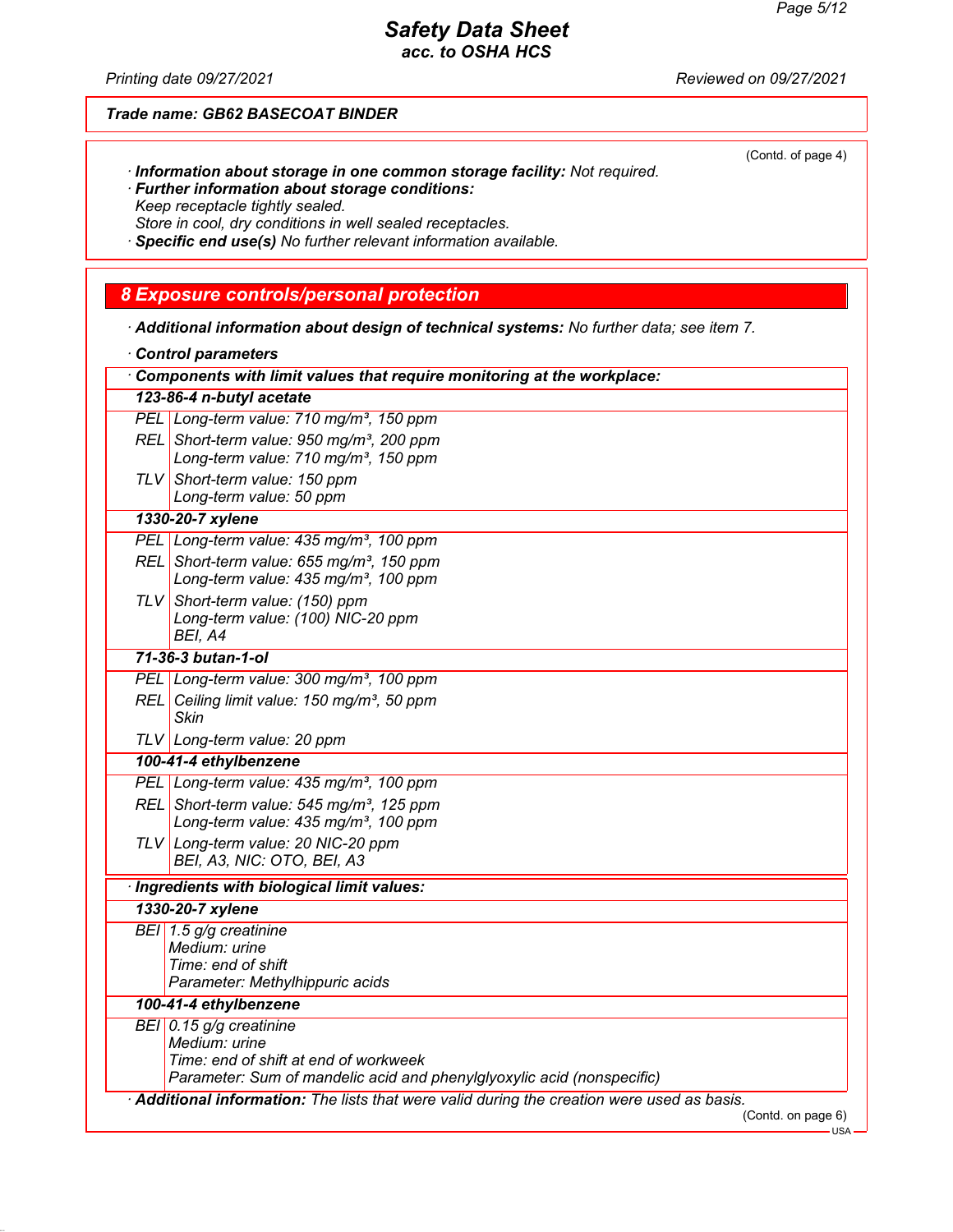Trade name: GB62 BASECOAT BINDER

(Contd. of page 4)

· **Information about storage in one common storage facility:** Not required.
· **Further information about storage conditions:**
Keep receptacle tightly sealed.
Store in cool, dry conditions in well sealed receptacles.
· **Specific end use(s)** No further relevant information available.

## 8 Exposure controls/personal protection

· **Additional information about design of technical systems:** No further data; see item 7.

· **Control parameters**

| · Components with limit values that require monitoring at the workplace: | |
|---|---|
| **123-86-4 n-butyl acetate** | |
| PEL | Long-term value: 710 mg/m³, 150 ppm |
| REL | Short-term value: 950 mg/m³, 200 ppm<br>Long-term value: 710 mg/m³, 150 ppm |
| TLV | Short-term value: 150 ppm<br>Long-term value: 50 ppm |
| **1330-20-7 xylene** | |
| PEL | Long-term value: 435 mg/m³, 100 ppm |
| REL | Short-term value: 655 mg/m³, 150 ppm<br>Long-term value: 435 mg/m³, 100 ppm |
| TLV | Short-term value: (150) ppm<br>Long-term value: (100) NIC-20 ppm<br>BEI, A4 |
| **71-36-3 butan-1-ol** | |
| PEL | Long-term value: 300 mg/m³, 100 ppm |
| REL | Ceiling limit value: 150 mg/m³, 50 ppm<br>Skin |
| TLV | Long-term value: 20 ppm |
| **100-41-4 ethylbenzene** | |
| PEL | Long-term value: 435 mg/m³, 100 ppm |
| REL | Short-term value: 545 mg/m³, 125 ppm<br>Long-term value: 435 mg/m³, 100 ppm |
| TLV | Long-term value: 20 NIC-20 ppm<br>BEI, A3, NIC: OTO, BEI, A3 |

| · Ingredients with biological limit values: | |
|---|---|
| **1330-20-7 xylene** | |
| BEI | 1.5 g/g creatinine<br>Medium: urine<br>Time: end of shift<br>Parameter: Methylhippuric acids |
| **100-41-4 ethylbenzene** | |
| BEI | 0.15 g/g creatinine<br>Medium: urine<br>Time: end of shift at end of workweek<br>Parameter: Sum of mandelic acid and phenylglyoxylic acid (nonspecific) |

· **Additional information:** The lists that were valid during the creation were used as basis.

(Contd. on page 6)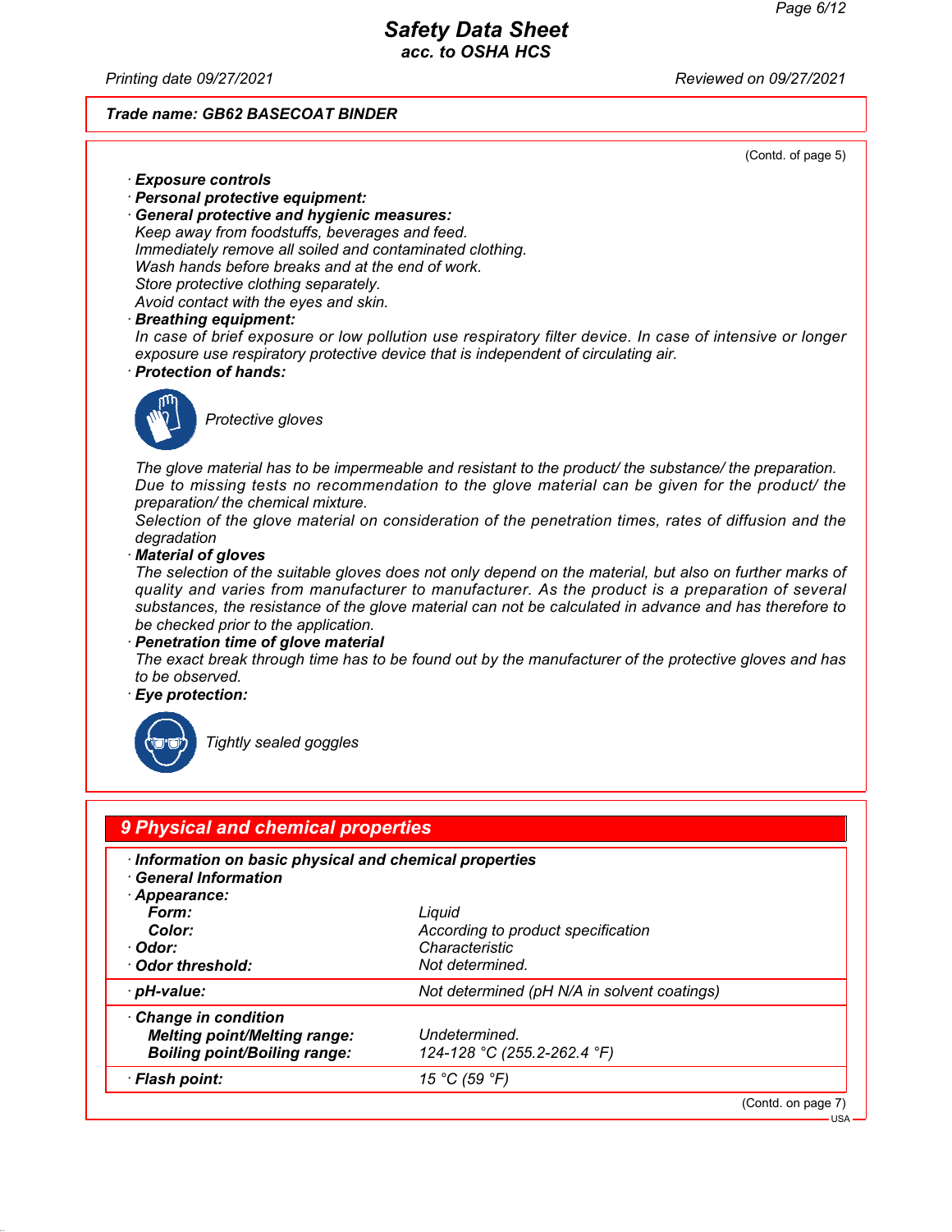**Trade name: GB62 BASECOAT BINDER**

(Contd. of page 5)

· **Exposure controls**
· **Personal protective equipment:**
· **General protective and hygienic measures:**
Keep away from foodstuffs, beverages and feed.
Immediately remove all soiled and contaminated clothing.
Wash hands before breaks and at the end of work.
Store protective clothing separately.
Avoid contact with the eyes and skin.
· **Breathing equipment:**
In case of brief exposure or low pollution use respiratory filter device. In case of intensive or longer exposure use respiratory protective device that is independent of circulating air.
· **Protection of hands:**

Protective gloves

The glove material has to be impermeable and resistant to the product/ the substance/ the preparation.
Due to missing tests no recommendation to the glove material can be given for the product/ the preparation/ the chemical mixture.
Selection of the glove material on consideration of the penetration times, rates of diffusion and the degradation
· **Material of gloves**
The selection of the suitable gloves does not only depend on the material, but also on further marks of quality and varies from manufacturer to manufacturer. As the product is a preparation of several substances, the resistance of the glove material can not be calculated in advance and has therefore to be checked prior to the application.
· **Penetration time of glove material**
The exact break through time has to be found out by the manufacturer of the protective gloves and has to be observed.
· **Eye protection:**

Tightly sealed goggles

## 9 Physical and chemical properties

| | |
|---|---|
| · **Information on basic physical and chemical properties** | |
| · **General Information** | |
| · **Appearance:** | |
| **Form:** | Liquid |
| **Color:** | According to product specification |
| · **Odor:** | Characteristic |
| · **Odor threshold:** | Not determined. |
| · **pH-value:** | Not determined (pH N/A in solvent coatings) |
| · **Change in condition** | |
| **Melting point/Melting range:** | Undetermined. |
| **Boiling point/Boiling range:** | 124-128 °C (255.2-262.4 °F) |
| · **Flash point:** | 15 °C (59 °F) |

(Contd. on page 7)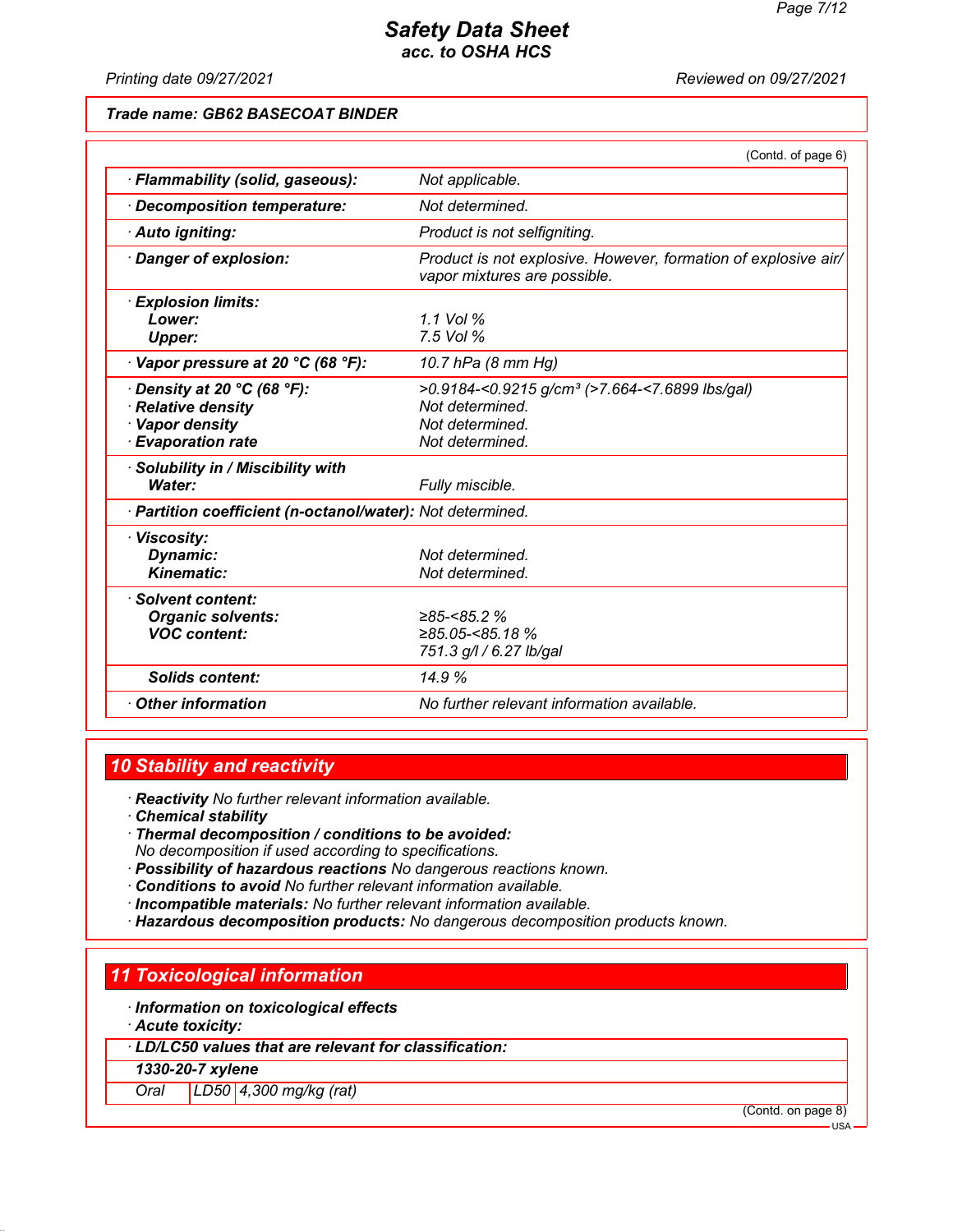**Trade name: GB62 BASECOAT BINDER**

(Contd. of page 6)

| | |
|---|---|
| · **Flammability (solid, gaseous):** | Not applicable. |
| · **Decomposition temperature:** | Not determined. |
| · **Auto igniting:** | Product is not selfigniting. |
| · **Danger of explosion:** | Product is not explosive. However, formation of explosive air/vapor mixtures are possible. |
| · **Explosion limits:** | |
| **Lower:** | 1.1 Vol % |
| **Upper:** | 7.5 Vol % |
| · **Vapor pressure at 20 °C (68 °F):** | 10.7 hPa (8 mm Hg) |
| · **Density at 20 °C (68 °F):** | >0.9184-<0.9215 g/cm³ (>7.664-<7.6899 lbs/gal) |
| · **Relative density** | Not determined. |
| · **Vapor density** | Not determined. |
| · **Evaporation rate** | Not determined. |
| · **Solubility in / Miscibility with** | |
| **Water:** | Fully miscible. |
| · **Partition coefficient (n-octanol/water):** | Not determined. |
| · **Viscosity:** | |
| **Dynamic:** | Not determined. |
| **Kinematic:** | Not determined. |
| · **Solvent content:** | |
| **Organic solvents:** | ≥85-<85.2 % |
| **VOC content:** | ≥85.05-<85.18 % |
| | 751.3 g/l / 6.27 lb/gal |
| **Solids content:** | 14.9 % |
| · **Other information** | No further relevant information available. |

## 10 Stability and reactivity

· **Reactivity** No further relevant information available.
· **Chemical stability**
· **Thermal decomposition / conditions to be avoided:**
No decomposition if used according to specifications.
· **Possibility of hazardous reactions** No dangerous reactions known.
· **Conditions to avoid** No further relevant information available.
· **Incompatible materials:** No further relevant information available.
· **Hazardous decomposition products:** No dangerous decomposition products known.

## 11 Toxicological information

· **Information on toxicological effects**
· **Acute toxicity:**

| · **LD/LC50 values that are relevant for classification:** | | |
|---|---|---|
| **1330-20-7 xylene** | | |
| Oral | LD50 | 4,300 mg/kg (rat) |

(Contd. on page 8)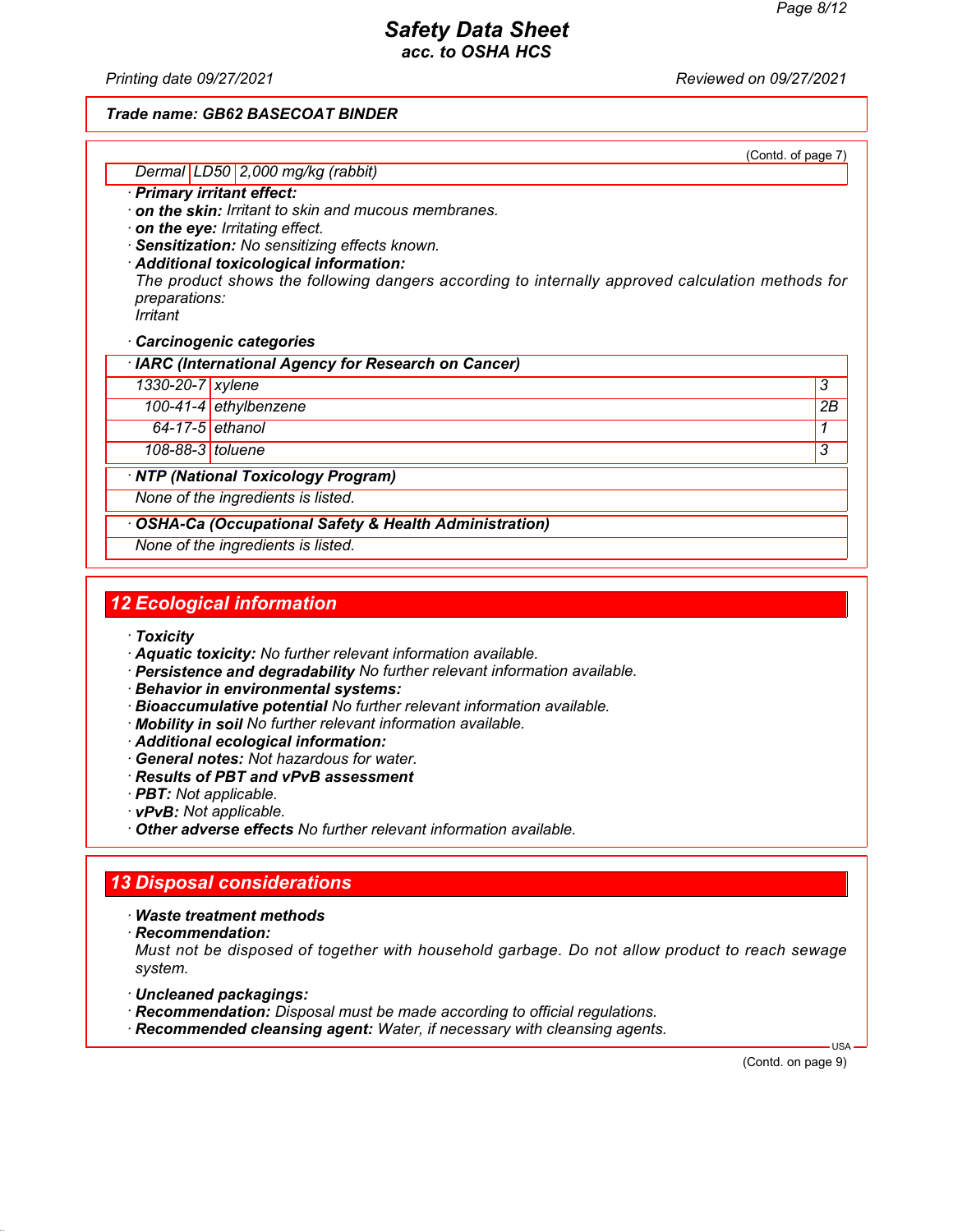Trade name: GB62 BASECOAT BINDER

(Contd. of page 7)

| Dermal | LD50 | 2,000 mg/kg (rabbit) |
|---|---|---|

· **Primary irritant effect:**
· **on the skin:** Irritant to skin and mucous membranes.
· **on the eye:** Irritating effect.
· **Sensitization:** No sensitizing effects known.
· **Additional toxicological information:**
The product shows the following dangers according to internally approved calculation methods for preparations:
Irritant

· **Carcinogenic categories**

| · **IARC (International Agency for Research on Cancer)** | | |
|---|---|---|
| 1330-20-7 | xylene | 3 |
| 100-41-4 | ethylbenzene | 2B |
| 64-17-5 | ethanol | 1 |
| 108-88-3 | toluene | 3 |

| · **NTP (National Toxicology Program)** |
|---|
| None of the ingredients is listed. |

| · **OSHA-Ca (Occupational Safety & Health Administration)** |
|---|
| None of the ingredients is listed. |

## 12 Ecological information

· **Toxicity**
· **Aquatic toxicity:** No further relevant information available.
· **Persistence and degradability** No further relevant information available.
· **Behavior in environmental systems:**
· **Bioaccumulative potential** No further relevant information available.
· **Mobility in soil** No further relevant information available.
· **Additional ecological information:**
· **General notes:** Not hazardous for water.
· **Results of PBT and vPvB assessment**
· **PBT:** Not applicable.
· **vPvB:** Not applicable.
· **Other adverse effects** No further relevant information available.

## 13 Disposal considerations

· **Waste treatment methods**
· **Recommendation:**
Must not be disposed of together with household garbage. Do not allow product to reach sewage system.

· **Uncleaned packagings:**
· **Recommendation:** Disposal must be made according to official regulations.
· **Recommended cleansing agent:** Water, if necessary with cleansing agents.

(Contd. on page 9)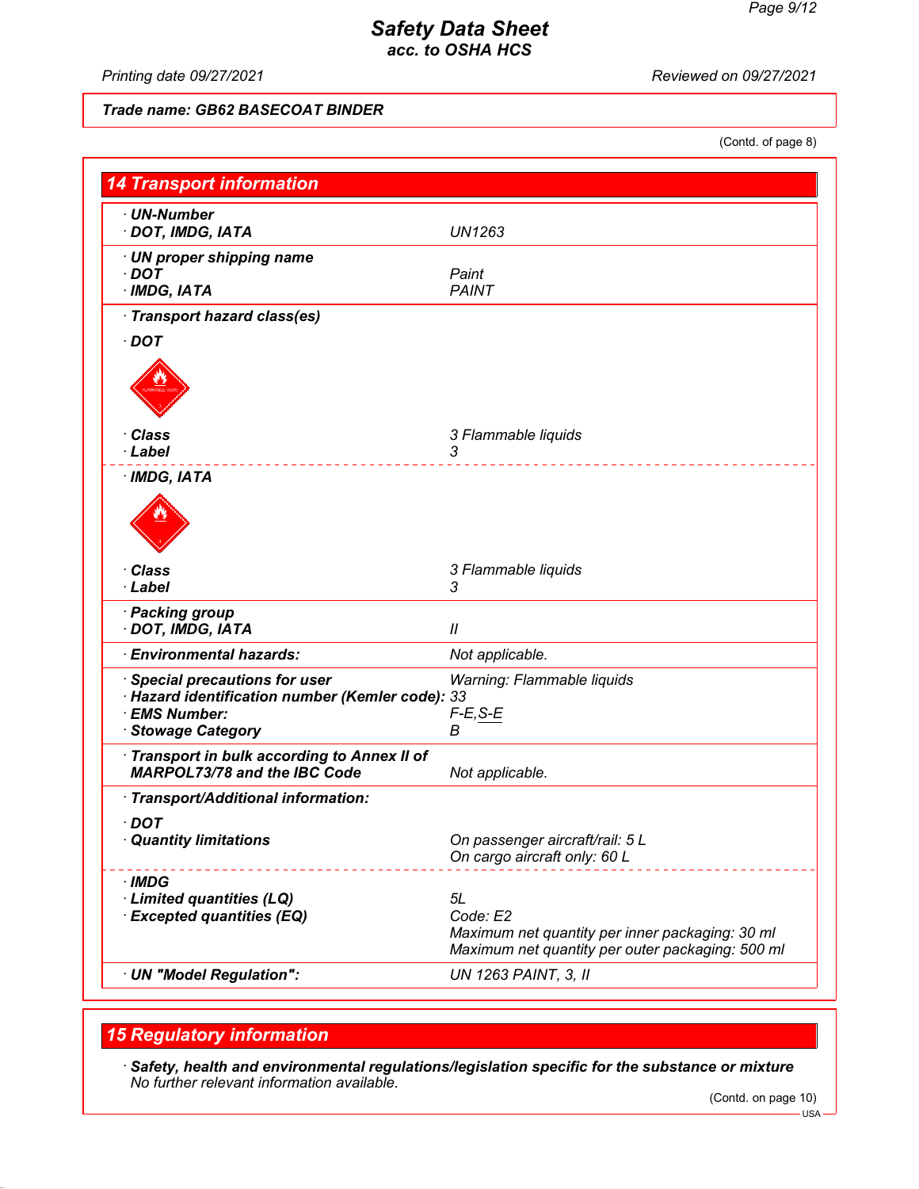Trade name: GB62 BASECOAT BINDER

(Contd. of page 8)

## 14 Transport information

| | |
|---|---|
| · **UN-Number** | |
| · **DOT, IMDG, IATA** | UN1263 |
| · **UN proper shipping name** | |
| · **DOT** | Paint |
| · **IMDG, IATA** | PAINT |
| · **Transport hazard class(es)** | |
| · **DOT** | |
| · **Class** | 3 Flammable liquids |
| · **Label** | 3 |
| · **IMDG, IATA** | |
| · **Class** | 3 Flammable liquids |
| · **Label** | 3 |
| · **Packing group** | |
| · **DOT, IMDG, IATA** | II |
| · **Environmental hazards:** | Not applicable. |
| · **Special precautions for user** | Warning: Flammable liquids |
| · **Hazard identification number (Kemler code):** | 33 |
| · **EMS Number:** | F-E,S-E |
| · **Stowage Category** | B |
| · **Transport in bulk according to Annex II of MARPOL73/78 and the IBC Code** | Not applicable. |
| · **Transport/Additional information:** | |
| · **DOT** | |
| · **Quantity limitations** | On passenger aircraft/rail: 5 L<br>On cargo aircraft only: 60 L |
| · **IMDG** | |
| · **Limited quantities (LQ)** | 5L |
| · **Excepted quantities (EQ)** | Code: E2<br>Maximum net quantity per inner packaging: 30 ml<br>Maximum net quantity per outer packaging: 500 ml |
| · **UN "Model Regulation":** | UN 1263 PAINT, 3, II |

## 15 Regulatory information

· **Safety, health and environmental regulations/legislation specific for the substance or mixture**
No further relevant information available.

(Contd. on page 10)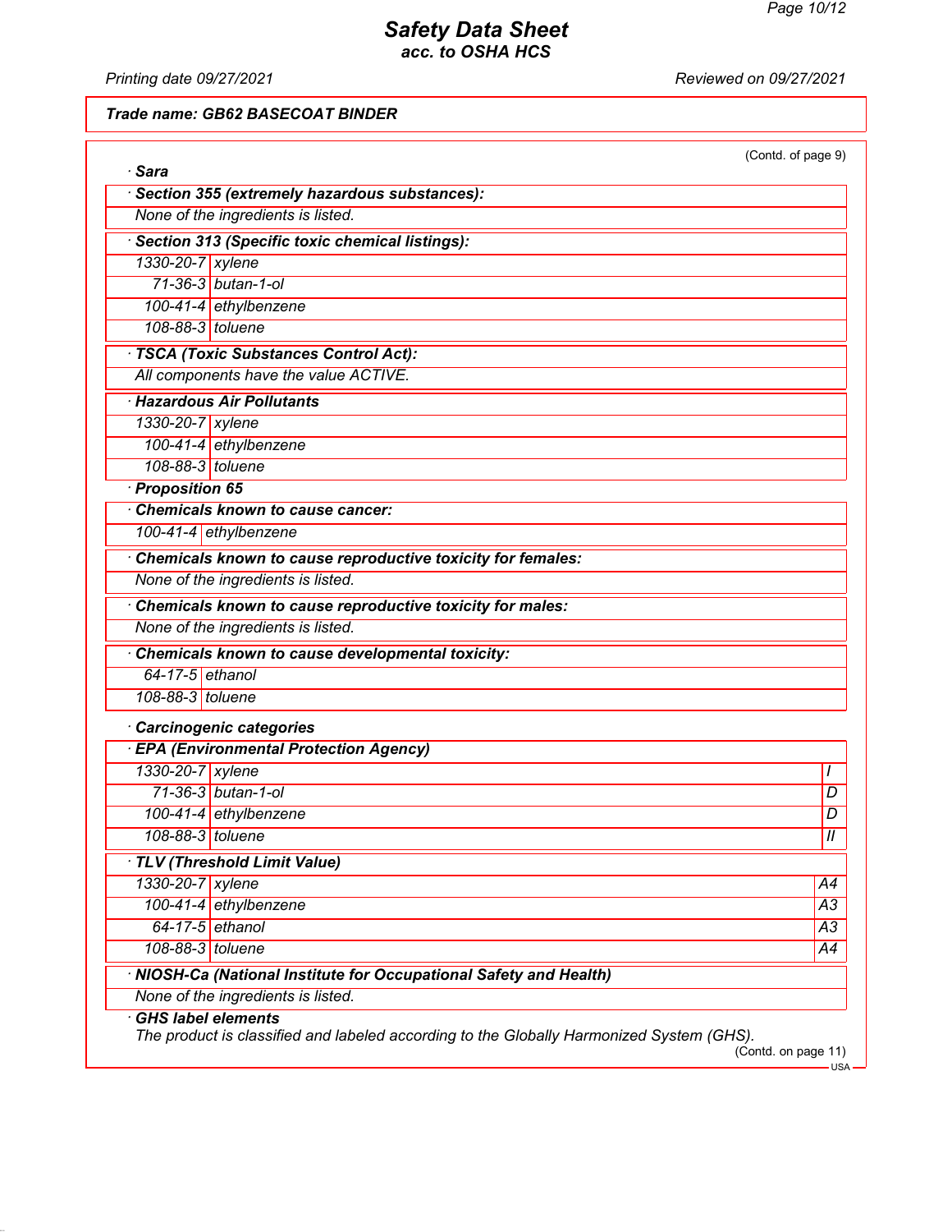Trade name: GB62 BASECOAT BINDER

(Contd. of page 9)

· **Sara**

· **Section 355 (extremely hazardous substances):**

None of the ingredients is listed.

· **Section 313 (Specific toxic chemical listings):**

| | |
|---|---|
| 1330-20-7 | xylene |
| 71-36-3 | butan-1-ol |
| 100-41-4 | ethylbenzene |
| 108-88-3 | toluene |

· **TSCA (Toxic Substances Control Act):**

All components have the value ACTIVE.

· **Hazardous Air Pollutants**

| | |
|---|---|
| 1330-20-7 | xylene |
| 100-41-4 | ethylbenzene |
| 108-88-3 | toluene |

· **Proposition 65**

· **Chemicals known to cause cancer:**

| | |
|---|---|
| 100-41-4 | ethylbenzene |

· **Chemicals known to cause reproductive toxicity for females:**

None of the ingredients is listed.

· **Chemicals known to cause reproductive toxicity for males:**

None of the ingredients is listed.

· **Chemicals known to cause developmental toxicity:**

| | |
|---|---|
| 64-17-5 | ethanol |
| 108-88-3 | toluene |

· **Carcinogenic categories**

· **EPA (Environmental Protection Agency)**

| | | |
|---|---|---|
| 1330-20-7 | xylene | I |
| 71-36-3 | butan-1-ol | D |
| 100-41-4 | ethylbenzene | D |
| 108-88-3 | toluene | II |

· **TLV (Threshold Limit Value)**

| | | |
|---|---|---|
| 1330-20-7 | xylene | A4 |
| 100-41-4 | ethylbenzene | A3 |
| 64-17-5 | ethanol | A3 |
| 108-88-3 | toluene | A4 |

· **NIOSH-Ca (National Institute for Occupational Safety and Health)**

None of the ingredients is listed.

· **GHS label elements**

The product is classified and labeled according to the Globally Harmonized System (GHS).

(Contd. on page 11)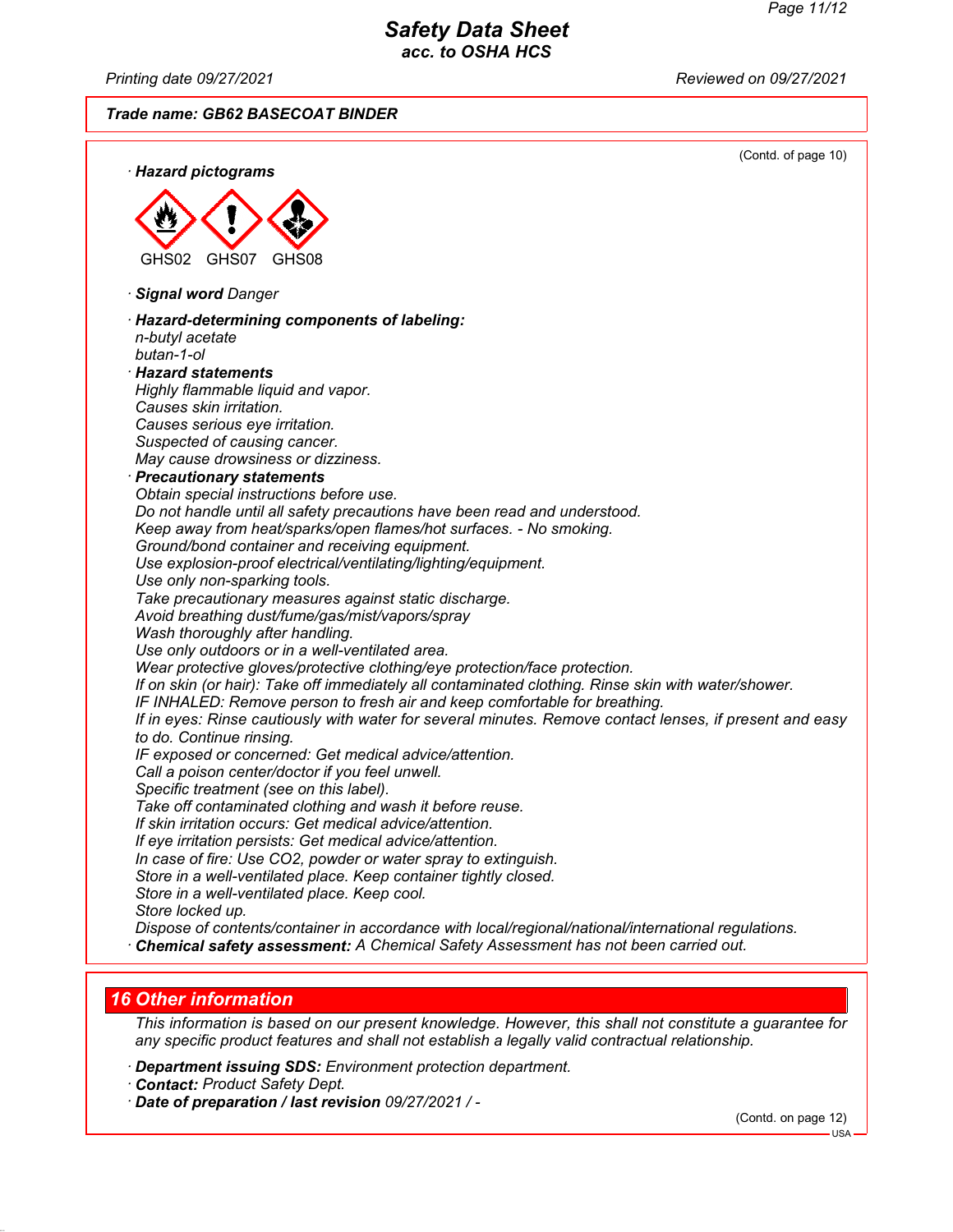**Trade name: GB62 BASECOAT BINDER**

(Contd. of page 10)

· **Hazard pictograms**

GHS02 GHS07 GHS08

· **Signal word** Danger

· **Hazard-determining components of labeling:**
n-butyl acetate
butan-1-ol

· **Hazard statements**
Highly flammable liquid and vapor.
Causes skin irritation.
Causes serious eye irritation.
Suspected of causing cancer.
May cause drowsiness or dizziness.

· **Precautionary statements**
Obtain special instructions before use.
Do not handle until all safety precautions have been read and understood.
Keep away from heat/sparks/open flames/hot surfaces. - No smoking.
Ground/bond container and receiving equipment.
Use explosion-proof electrical/ventilating/lighting/equipment.
Use only non-sparking tools.
Take precautionary measures against static discharge.
Avoid breathing dust/fume/gas/mist/vapors/spray
Wash thoroughly after handling.
Use only outdoors or in a well-ventilated area.
Wear protective gloves/protective clothing/eye protection/face protection.
If on skin (or hair): Take off immediately all contaminated clothing. Rinse skin with water/shower.
IF INHALED: Remove person to fresh air and keep comfortable for breathing.
If in eyes: Rinse cautiously with water for several minutes. Remove contact lenses, if present and easy to do. Continue rinsing.
IF exposed or concerned: Get medical advice/attention.
Call a poison center/doctor if you feel unwell.
Specific treatment (see on this label).
Take off contaminated clothing and wash it before reuse.
If skin irritation occurs: Get medical advice/attention.
If eye irritation persists: Get medical advice/attention.
In case of fire: Use CO2, powder or water spray to extinguish.
Store in a well-ventilated place. Keep container tightly closed.
Store in a well-ventilated place. Keep cool.
Store locked up.
Dispose of contents/container in accordance with local/regional/national/international regulations.

· **Chemical safety assessment:** A Chemical Safety Assessment has not been carried out.

## 16 Other information

This information is based on our present knowledge. However, this shall not constitute a guarantee for any specific product features and shall not establish a legally valid contractual relationship.

· **Department issuing SDS:** Environment protection department.
· **Contact:** Product Safety Dept.
· **Date of preparation / last revision** 09/27/2021 / -

(Contd. on page 12)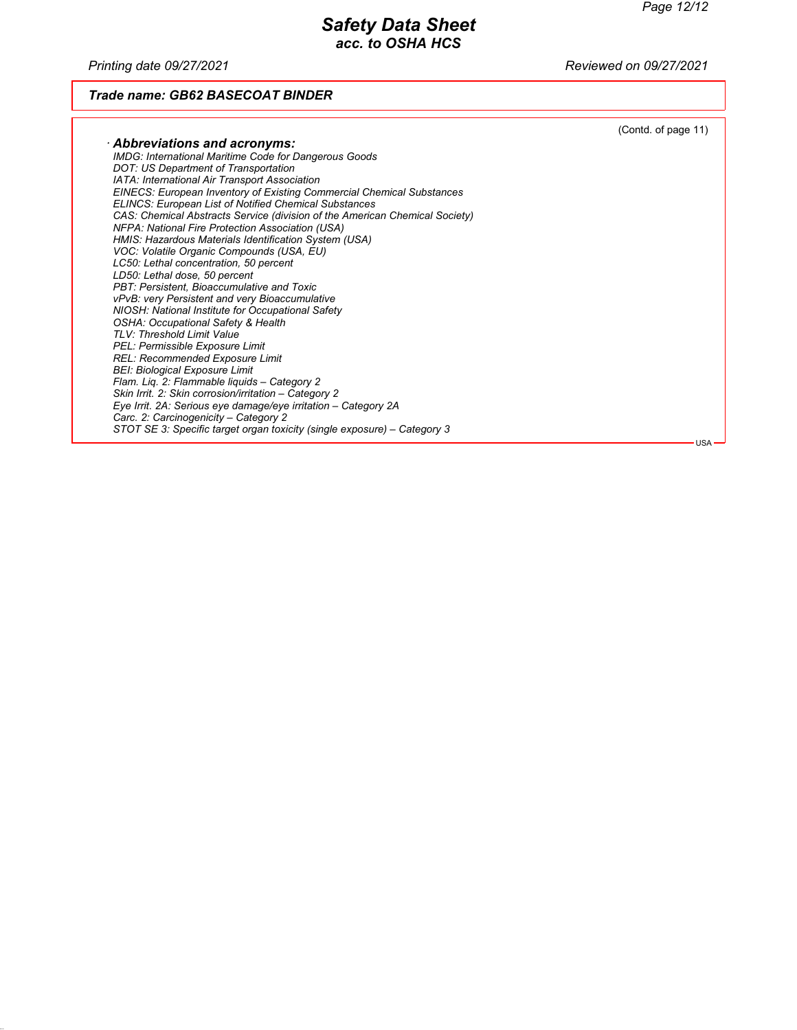(Contd. of page 11)

### · Abbreviations and acronyms:

IMDG: International Maritime Code for Dangerous Goods
DOT: US Department of Transportation
IATA: International Air Transport Association
EINECS: European Inventory of Existing Commercial Chemical Substances
ELINCS: European List of Notified Chemical Substances
CAS: Chemical Abstracts Service (division of the American Chemical Society)
NFPA: National Fire Protection Association (USA)
HMIS: Hazardous Materials Identification System (USA)
VOC: Volatile Organic Compounds (USA, EU)
LC50: Lethal concentration, 50 percent
LD50: Lethal dose, 50 percent
PBT: Persistent, Bioaccumulative and Toxic
vPvB: very Persistent and very Bioaccumulative
NIOSH: National Institute for Occupational Safety
OSHA: Occupational Safety & Health
TLV: Threshold Limit Value
PEL: Permissible Exposure Limit
REL: Recommended Exposure Limit
BEI: Biological Exposure Limit
Flam. Liq. 2: Flammable liquids – Category 2
Skin Irrit. 2: Skin corrosion/irritation – Category 2
Eye Irrit. 2A: Serious eye damage/eye irritation – Category 2A
Carc. 2: Carcinogenicity – Category 2
STOT SE 3: Specific target organ toxicity (single exposure) – Category 3